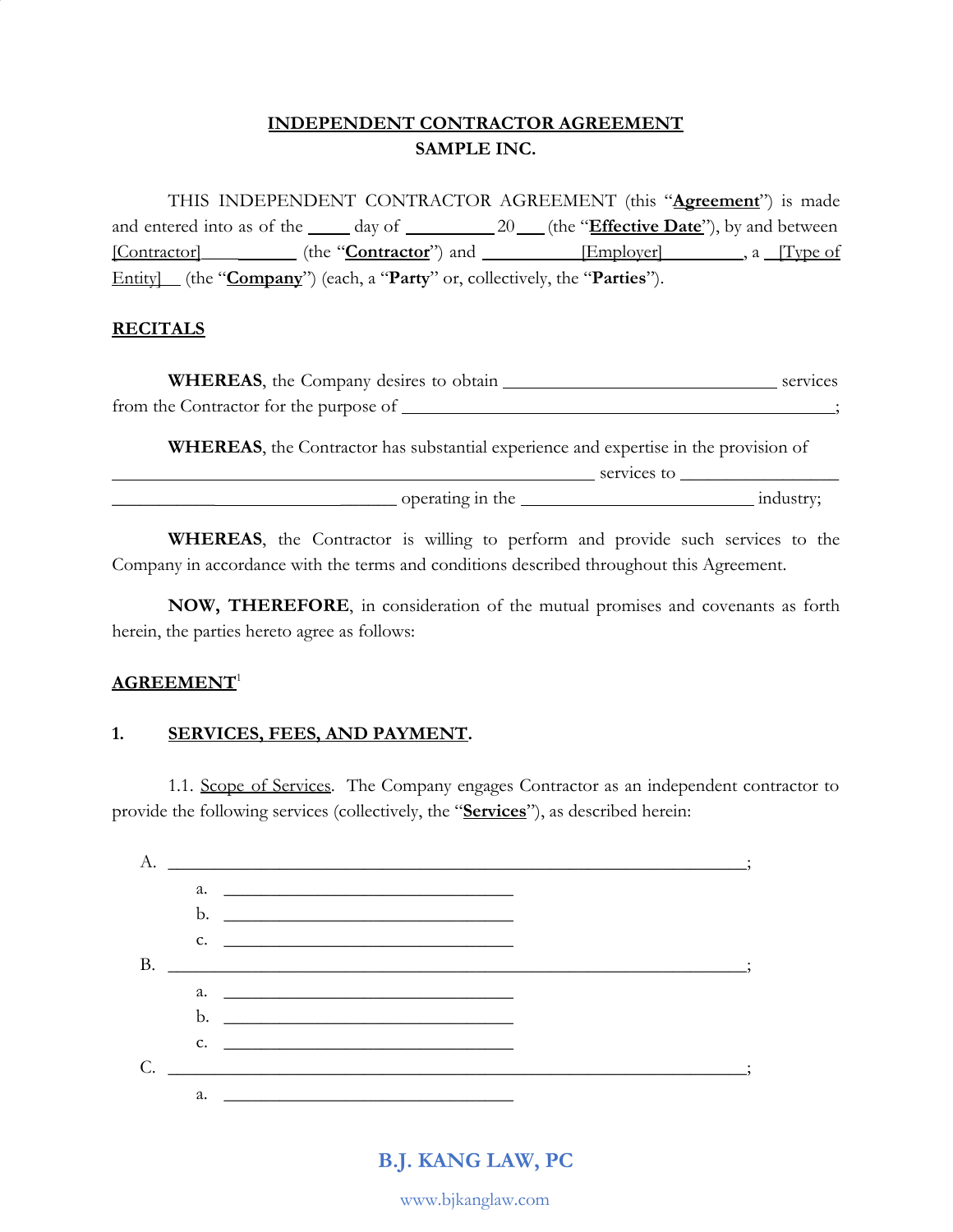# INDEPENDENT CONTRACTOR AGREEMENT

## SAMPLE INC.

THIS INDEPENDENT CONTRACTOR AGREEMENT (this "**Agreement**") is made and entered into as of the _____ day of __________ 20___ (the "**Effective Date**"), by and between [Contractor]___________ (the "**Contractor**") and ___________[Employer]_________, a __[Type of Entity]__ (the "**Company**") (each, a "**Party**" or, collectively, the "**Parties**").

## RECITALS

**WHEREAS**, the Company desires to obtain ______________________________ services from the Contractor for the purpose of _______________________________________________;

**WHEREAS**, the Contractor has substantial experience and expertise in the provision of ______________________________________________________ services to _________________ ______________________________ operating in the __________________________ industry;

**WHEREAS**, the Contractor is willing to perform and provide such services to the Company in accordance with the terms and conditions described throughout this Agreement.

**NOW, THEREFORE**, in consideration of the mutual promises and covenants as forth herein, the parties hereto agree as follows:

## AGREEMENT[1]

### 1. SERVICES, FEES, AND PAYMENT.

1.1. Scope of Services. The Company engages Contractor as an independent contractor to provide the following services (collectively, the "**Services**"), as described herein:

A. _________________________________________________________________;
   - a. ________________________________
   - b. ________________________________
   - c. ________________________________

B. _________________________________________________________________;
   - a. ________________________________
   - b. ________________________________
   - c. ________________________________

C. _________________________________________________________________;
   - a. ________________________________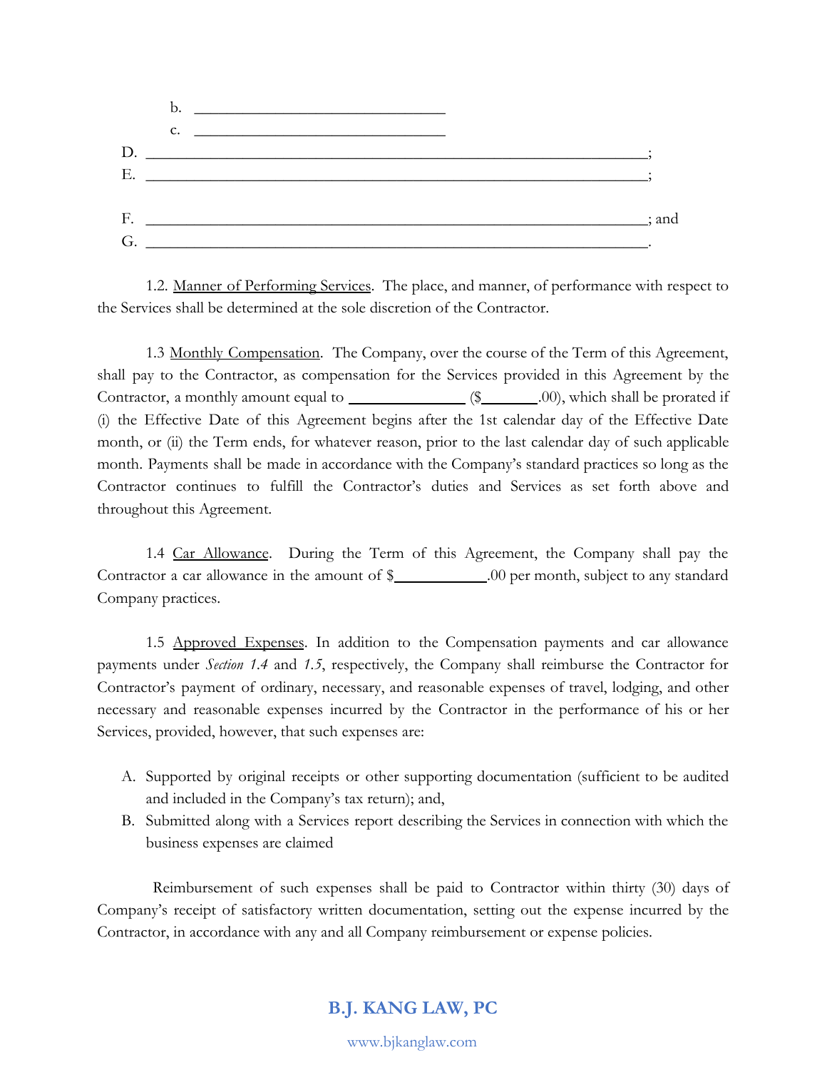b. ______________________________

c. ______________________________

D. ____________________________________________________________;

E. ____________________________________________________________;

F. ____________________________________________________________; and

G. ____________________________________________________________.

1.2. Manner of Performing Services. The place, and manner, of performance with respect to the Services shall be determined at the sole discretion of the Contractor.

1.3 Monthly Compensation. The Company, over the course of the Term of this Agreement, shall pay to the Contractor, as compensation for the Services provided in this Agreement by the Contractor, a monthly amount equal to ______________ ($_______.00), which shall be prorated if (i) the Effective Date of this Agreement begins after the 1st calendar day of the Effective Date month, or (ii) the Term ends, for whatever reason, prior to the last calendar day of such applicable month. Payments shall be made in accordance with the Company's standard practices so long as the Contractor continues to fulfill the Contractor's duties and Services as set forth above and throughout this Agreement.

1.4 Car Allowance. During the Term of this Agreement, the Company shall pay the Contractor a car allowance in the amount of $___________.00 per month, subject to any standard Company practices.

1.5 Approved Expenses. In addition to the Compensation payments and car allowance payments under *Section 1.4* and *1.5*, respectively, the Company shall reimburse the Contractor for Contractor's payment of ordinary, necessary, and reasonable expenses of travel, lodging, and other necessary and reasonable expenses incurred by the Contractor in the performance of his or her Services, provided, however, that such expenses are:

A. Supported by original receipts or other supporting documentation (sufficient to be audited and included in the Company's tax return); and,
B. Submitted along with a Services report describing the Services in connection with which the business expenses are claimed

Reimbursement of such expenses shall be paid to Contractor within thirty (30) days of Company's receipt of satisfactory written documentation, setting out the expense incurred by the Contractor, in accordance with any and all Company reimbursement or expense policies.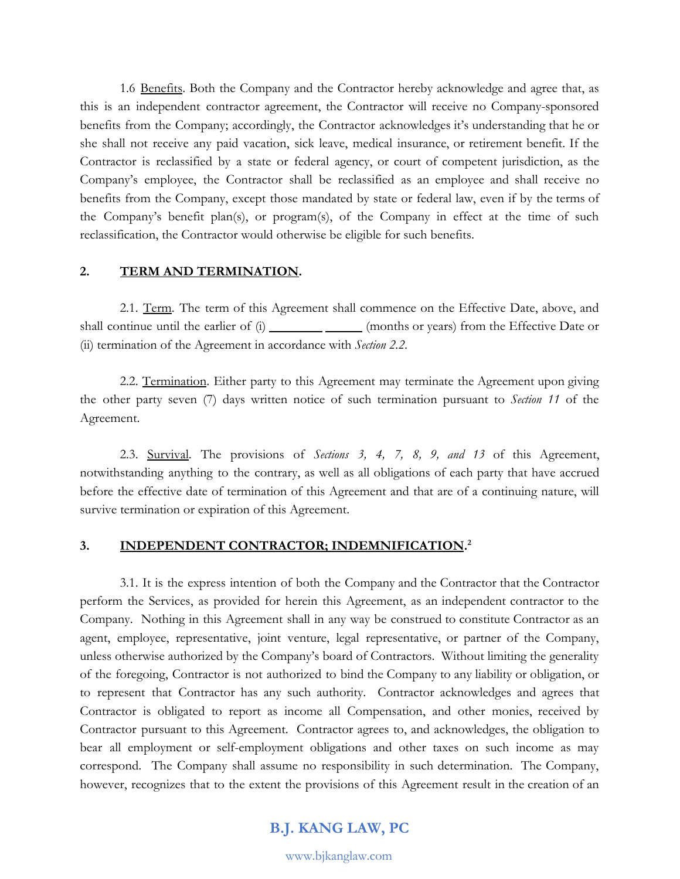1.6 Benefits. Both the Company and the Contractor hereby acknowledge and agree that, as this is an independent contractor agreement, the Contractor will receive no Company-sponsored benefits from the Company; accordingly, the Contractor acknowledges it's understanding that he or she shall not receive any paid vacation, sick leave, medical insurance, or retirement benefit. If the Contractor is reclassified by a state or federal agency, or court of competent jurisdiction, as the Company's employee, the Contractor shall be reclassified as an employee and shall receive no benefits from the Company, except those mandated by state or federal law, even if by the terms of the Company's benefit plan(s), or program(s), of the Company in effect at the time of such reclassification, the Contractor would otherwise be eligible for such benefits.

## 2. TERM AND TERMINATION.

2.1. Term. The term of this Agreement shall commence on the Effective Date, above, and shall continue until the earlier of (i) ________ ______ (months or years) from the Effective Date or (ii) termination of the Agreement in accordance with *Section 2.2*.

2.2. Termination. Either party to this Agreement may terminate the Agreement upon giving the other party seven (7) days written notice of such termination pursuant to *Section 11* of the Agreement.

2.3. Survival. The provisions of *Sections 3, 4, 7, 8, 9, and 13* of this Agreement, notwithstanding anything to the contrary, as well as all obligations of each party that have accrued before the effective date of termination of this Agreement and that are of a continuing nature, will survive termination or expiration of this Agreement.

## 3. INDEPENDENT CONTRACTOR; INDEMNIFICATION.[2]

3.1. It is the express intention of both the Company and the Contractor that the Contractor perform the Services, as provided for herein this Agreement, as an independent contractor to the Company. Nothing in this Agreement shall in any way be construed to constitute Contractor as an agent, employee, representative, joint venture, legal representative, or partner of the Company, unless otherwise authorized by the Company's board of Contractors. Without limiting the generality of the foregoing, Contractor is not authorized to bind the Company to any liability or obligation, or to represent that Contractor has any such authority. Contractor acknowledges and agrees that Contractor is obligated to report as income all Compensation, and other monies, received by Contractor pursuant to this Agreement. Contractor agrees to, and acknowledges, the obligation to bear all employment or self-employment obligations and other taxes on such income as may correspond. The Company shall assume no responsibility in such determination. The Company, however, recognizes that to the extent the provisions of this Agreement result in the creation of an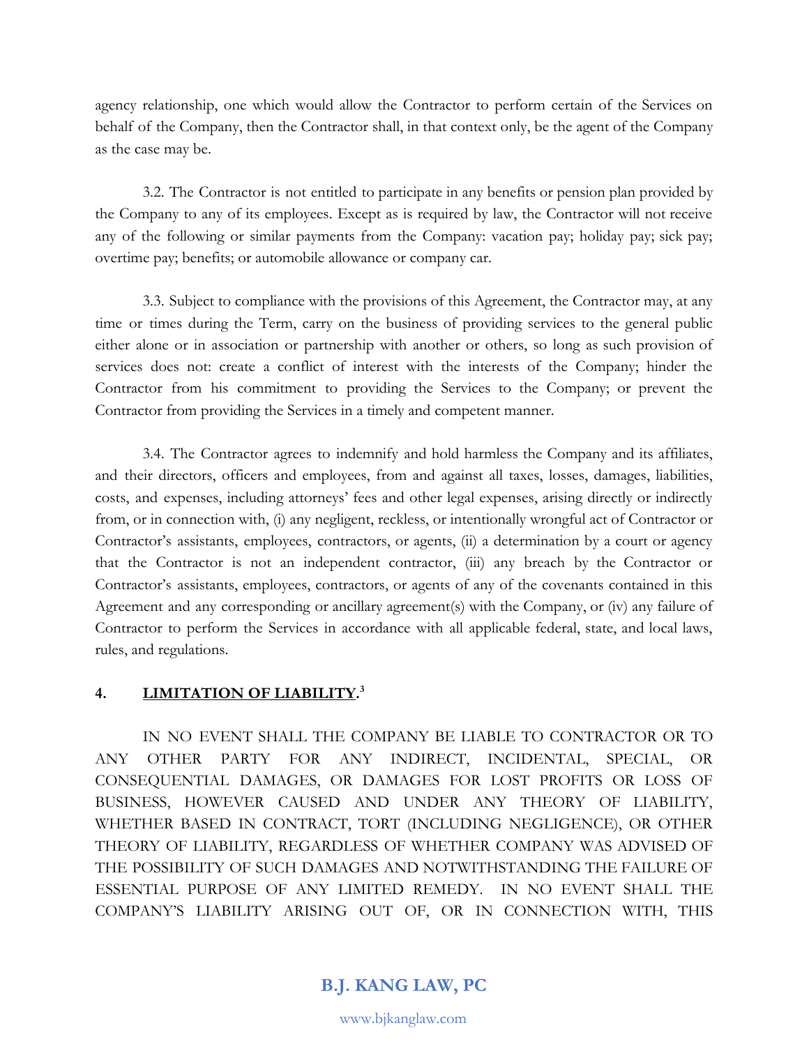agency relationship, one which would allow the Contractor to perform certain of the Services on behalf of the Company, then the Contractor shall, in that context only, be the agent of the Company as the case may be.

3.2. The Contractor is not entitled to participate in any benefits or pension plan provided by the Company to any of its employees. Except as is required by law, the Contractor will not receive any of the following or similar payments from the Company: vacation pay; holiday pay; sick pay; overtime pay; benefits; or automobile allowance or company car.

3.3. Subject to compliance with the provisions of this Agreement, the Contractor may, at any time or times during the Term, carry on the business of providing services to the general public either alone or in association or partnership with another or others, so long as such provision of services does not: create a conflict of interest with the interests of the Company; hinder the Contractor from his commitment to providing the Services to the Company; or prevent the Contractor from providing the Services in a timely and competent manner.

3.4. The Contractor agrees to indemnify and hold harmless the Company and its affiliates, and their directors, officers and employees, from and against all taxes, losses, damages, liabilities, costs, and expenses, including attorneys' fees and other legal expenses, arising directly or indirectly from, or in connection with, (i) any negligent, reckless, or intentionally wrongful act of Contractor or Contractor's assistants, employees, contractors, or agents, (ii) a determination by a court or agency that the Contractor is not an independent contractor, (iii) any breach by the Contractor or Contractor's assistants, employees, contractors, or agents of any of the covenants contained in this Agreement and any corresponding or ancillary agreement(s) with the Company, or (iv) any failure of Contractor to perform the Services in accordance with all applicable federal, state, and local laws, rules, and regulations.

## 4. **LIMITATION OF LIABILITY**.[3]

IN NO EVENT SHALL THE COMPANY BE LIABLE TO CONTRACTOR OR TO ANY OTHER PARTY FOR ANY INDIRECT, INCIDENTAL, SPECIAL, OR CONSEQUENTIAL DAMAGES, OR DAMAGES FOR LOST PROFITS OR LOSS OF BUSINESS, HOWEVER CAUSED AND UNDER ANY THEORY OF LIABILITY, WHETHER BASED IN CONTRACT, TORT (INCLUDING NEGLIGENCE), OR OTHER THEORY OF LIABILITY, REGARDLESS OF WHETHER COMPANY WAS ADVISED OF THE POSSIBILITY OF SUCH DAMAGES AND NOTWITHSTANDING THE FAILURE OF ESSENTIAL PURPOSE OF ANY LIMITED REMEDY. IN NO EVENT SHALL THE COMPANY'S LIABILITY ARISING OUT OF, OR IN CONNECTION WITH, THIS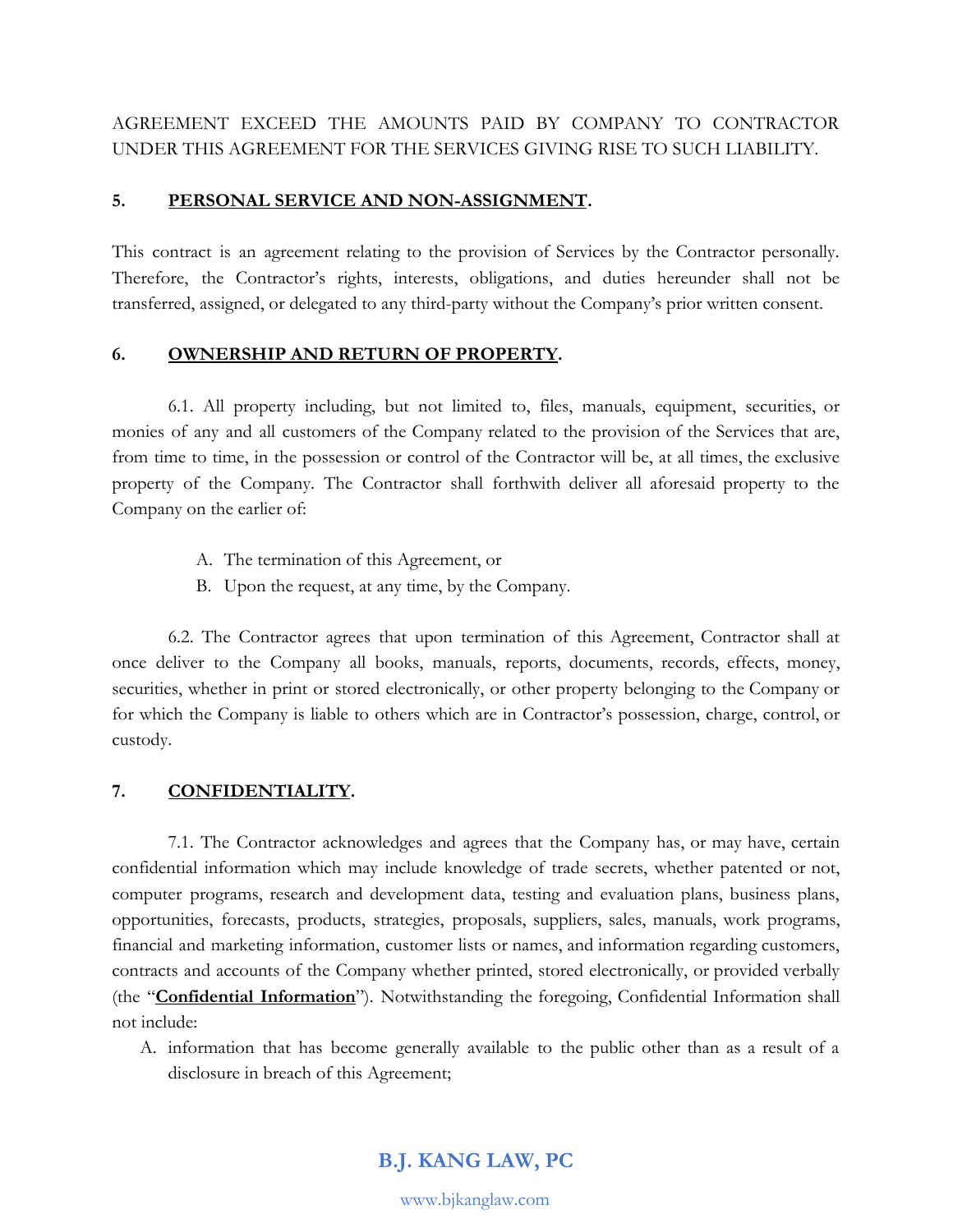AGREEMENT EXCEED THE AMOUNTS PAID BY COMPANY TO CONTRACTOR UNDER THIS AGREEMENT FOR THE SERVICES GIVING RISE TO SUCH LIABILITY.

**5. <u>PERSONAL SERVICE AND NON-ASSIGNMENT</u>.**

This contract is an agreement relating to the provision of Services by the Contractor personally. Therefore, the Contractor's rights, interests, obligations, and duties hereunder shall not be transferred, assigned, or delegated to any third-party without the Company's prior written consent.

**6. <u>OWNERSHIP AND RETURN OF PROPERTY</u>.**

6.1. All property including, but not limited to, files, manuals, equipment, securities, or monies of any and all customers of the Company related to the provision of the Services that are, from time to time, in the possession or control of the Contractor will be, at all times, the exclusive property of the Company. The Contractor shall forthwith deliver all aforesaid property to the Company on the earlier of:

A. The termination of this Agreement, or
B. Upon the request, at any time, by the Company.

6.2. The Contractor agrees that upon termination of this Agreement, Contractor shall at once deliver to the Company all books, manuals, reports, documents, records, effects, money, securities, whether in print or stored electronically, or other property belonging to the Company or for which the Company is liable to others which are in Contractor's possession, charge, control, or custody.

**7. <u>CONFIDENTIALITY</u>.**

7.1. The Contractor acknowledges and agrees that the Company has, or may have, certain confidential information which may include knowledge of trade secrets, whether patented or not, computer programs, research and development data, testing and evaluation plans, business plans, opportunities, forecasts, products, strategies, proposals, suppliers, sales, manuals, work programs, financial and marketing information, customer lists or names, and information regarding customers, contracts and accounts of the Company whether printed, stored electronically, or provided verbally (the "**<u>Confidential Information</u>**"). Notwithstanding the foregoing, Confidential Information shall not include:

A. information that has become generally available to the public other than as a result of a disclosure in breach of this Agreement;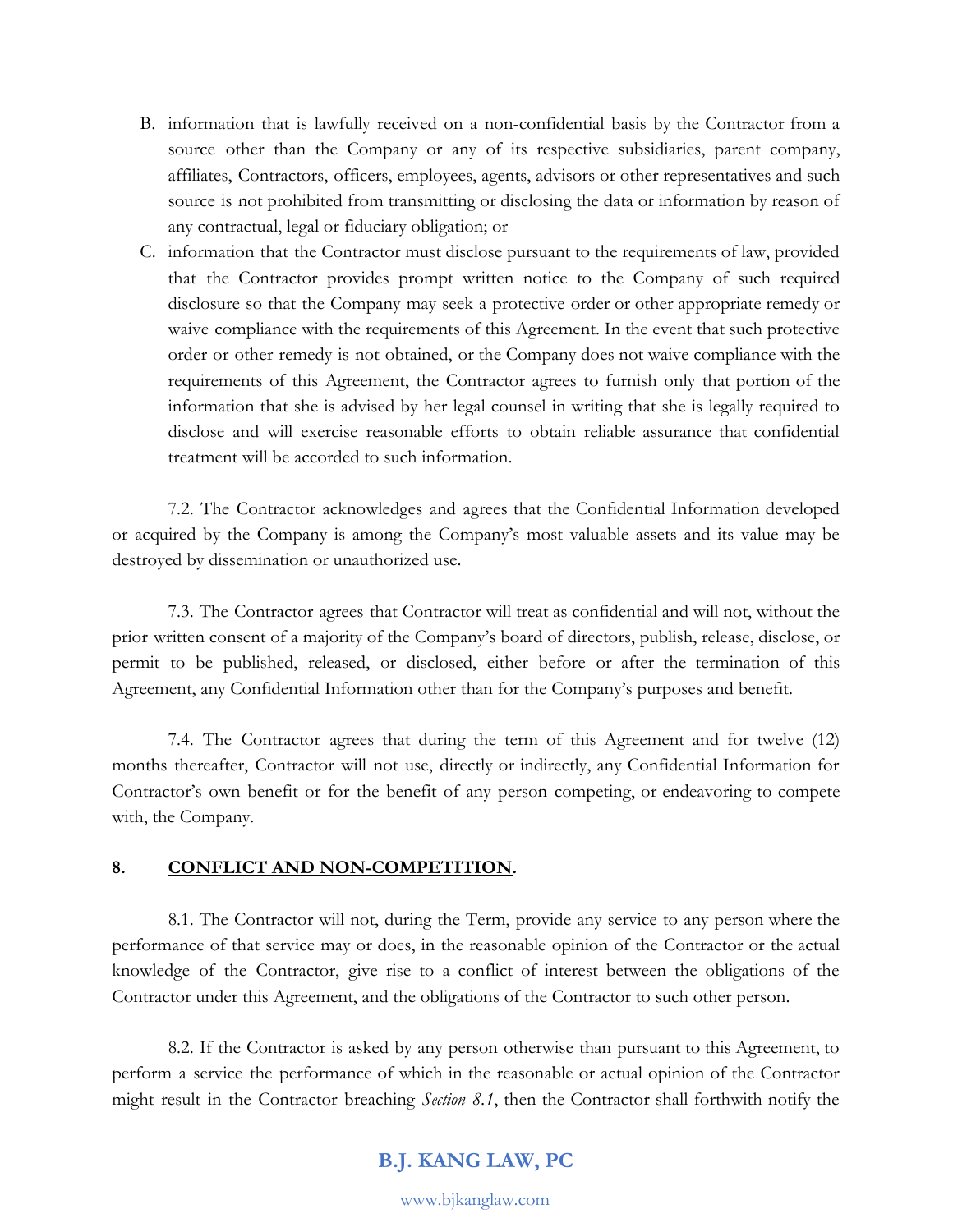B. information that is lawfully received on a non-confidential basis by the Contractor from a source other than the Company or any of its respective subsidiaries, parent company, affiliates, Contractors, officers, employees, agents, advisors or other representatives and such source is not prohibited from transmitting or disclosing the data or information by reason of any contractual, legal or fiduciary obligation; or

C. information that the Contractor must disclose pursuant to the requirements of law, provided that the Contractor provides prompt written notice to the Company of such required disclosure so that the Company may seek a protective order or other appropriate remedy or waive compliance with the requirements of this Agreement. In the event that such protective order or other remedy is not obtained, or the Company does not waive compliance with the requirements of this Agreement, the Contractor agrees to furnish only that portion of the information that she is advised by her legal counsel in writing that she is legally required to disclose and will exercise reasonable efforts to obtain reliable assurance that confidential treatment will be accorded to such information.

7.2. The Contractor acknowledges and agrees that the Confidential Information developed or acquired by the Company is among the Company's most valuable assets and its value may be destroyed by dissemination or unauthorized use.

7.3. The Contractor agrees that Contractor will treat as confidential and will not, without the prior written consent of a majority of the Company's board of directors, publish, release, disclose, or permit to be published, released, or disclosed, either before or after the termination of this Agreement, any Confidential Information other than for the Company's purposes and benefit.

7.4. The Contractor agrees that during the term of this Agreement and for twelve (12) months thereafter, Contractor will not use, directly or indirectly, any Confidential Information for Contractor's own benefit or for the benefit of any person competing, or endeavoring to compete with, the Company.

**8. <u>CONFLICT AND NON-COMPETITION</u>.**

8.1. The Contractor will not, during the Term, provide any service to any person where the performance of that service may or does, in the reasonable opinion of the Contractor or the actual knowledge of the Contractor, give rise to a conflict of interest between the obligations of the Contractor under this Agreement, and the obligations of the Contractor to such other person.

8.2. If the Contractor is asked by any person otherwise than pursuant to this Agreement, to perform a service the performance of which in the reasonable or actual opinion of the Contractor might result in the Contractor breaching *Section 8.1*, then the Contractor shall forthwith notify the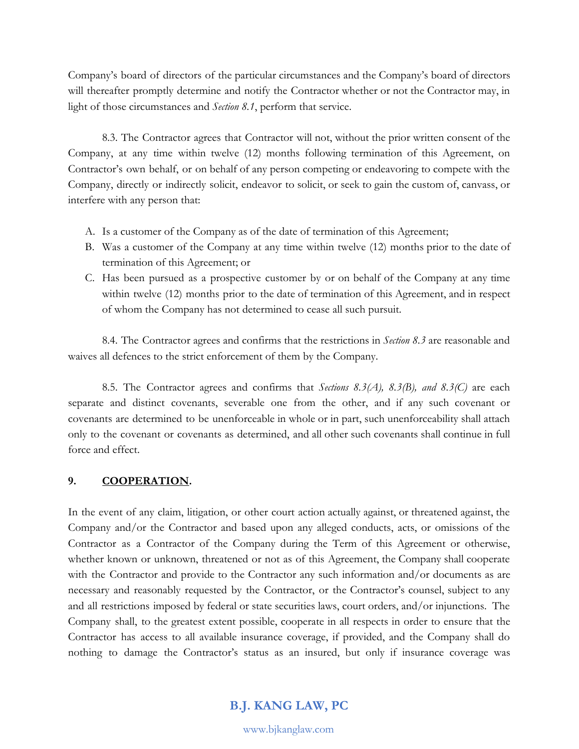Company's board of directors of the particular circumstances and the Company's board of directors will thereafter promptly determine and notify the Contractor whether or not the Contractor may, in light of those circumstances and *Section 8.1*, perform that service.

8.3. The Contractor agrees that Contractor will not, without the prior written consent of the Company, at any time within twelve (12) months following termination of this Agreement, on Contractor's own behalf, or on behalf of any person competing or endeavoring to compete with the Company, directly or indirectly solicit, endeavor to solicit, or seek to gain the custom of, canvass, or interfere with any person that:

A. Is a customer of the Company as of the date of termination of this Agreement;
B. Was a customer of the Company at any time within twelve (12) months prior to the date of termination of this Agreement; or
C. Has been pursued as a prospective customer by or on behalf of the Company at any time within twelve (12) months prior to the date of termination of this Agreement, and in respect of whom the Company has not determined to cease all such pursuit.

8.4. The Contractor agrees and confirms that the restrictions in *Section 8.3* are reasonable and waives all defences to the strict enforcement of them by the Company.

8.5. The Contractor agrees and confirms that *Sections 8.3(A), 8.3(B), and 8.3(C)* are each separate and distinct covenants, severable one from the other, and if any such covenant or covenants are determined to be unenforceable in whole or in part, such unenforceability shall attach only to the covenant or covenants as determined, and all other such covenants shall continue in full force and effect.

## 9. COOPERATION.

In the event of any claim, litigation, or other court action actually against, or threatened against, the Company and/or the Contractor and based upon any alleged conducts, acts, or omissions of the Contractor as a Contractor of the Company during the Term of this Agreement or otherwise, whether known or unknown, threatened or not as of this Agreement, the Company shall cooperate with the Contractor and provide to the Contractor any such information and/or documents as are necessary and reasonably requested by the Contractor, or the Contractor's counsel, subject to any and all restrictions imposed by federal or state securities laws, court orders, and/or injunctions. The Company shall, to the greatest extent possible, cooperate in all respects in order to ensure that the Contractor has access to all available insurance coverage, if provided, and the Company shall do nothing to damage the Contractor's status as an insured, but only if insurance coverage was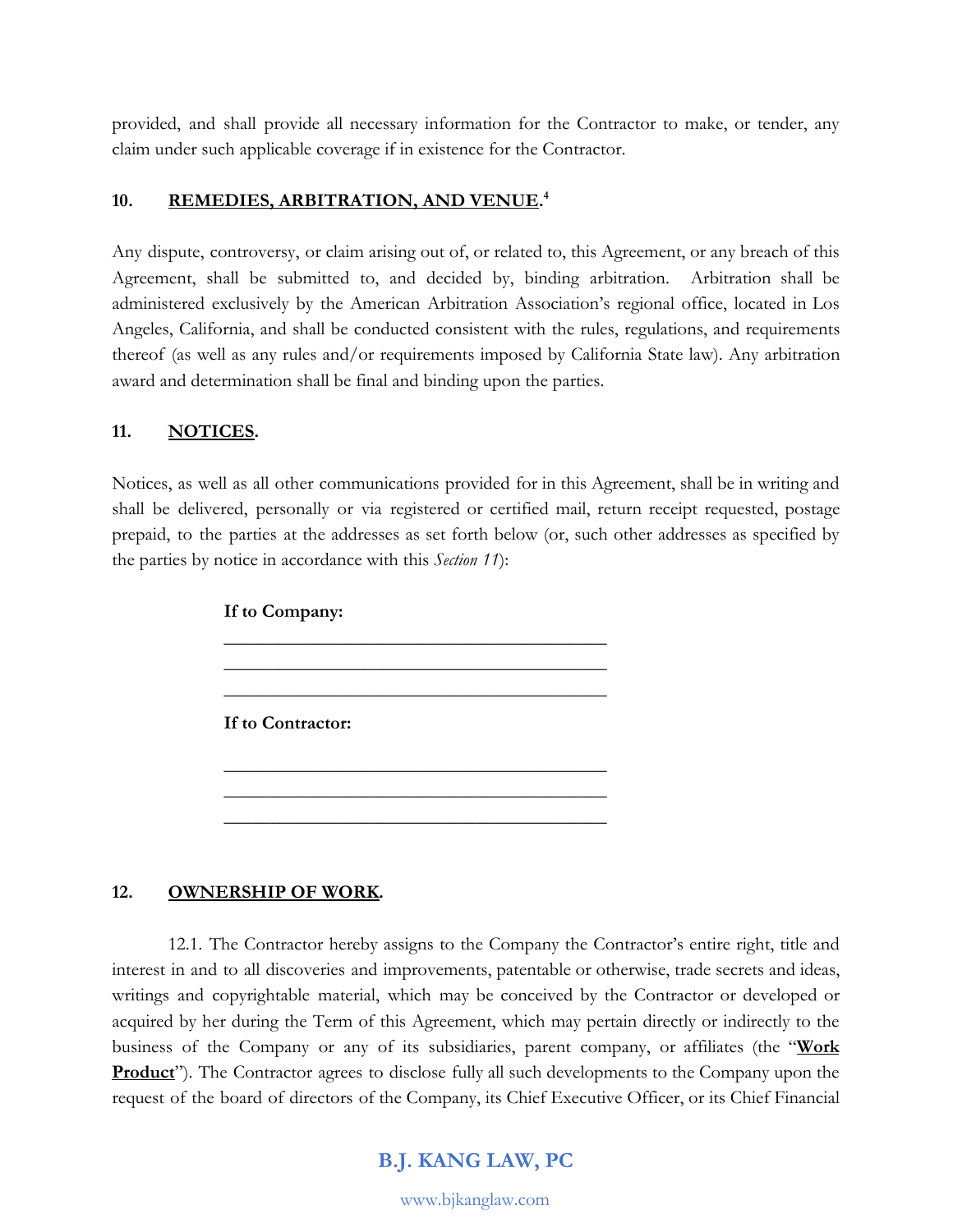provided, and shall provide all necessary information for the Contractor to make, or tender, any claim under such applicable coverage if in existence for the Contractor.

## 10. **REMEDIES, ARBITRATION, AND VENUE**.[4]

Any dispute, controversy, or claim arising out of, or related to, this Agreement, or any breach of this Agreement, shall be submitted to, and decided by, binding arbitration. Arbitration shall be administered exclusively by the American Arbitration Association's regional office, located in Los Angeles, California, and shall be conducted consistent with the rules, regulations, and requirements thereof (as well as any rules and/or requirements imposed by California State law). Any arbitration award and determination shall be final and binding upon the parties.

## 11. **NOTICES**.

Notices, as well as all other communications provided for in this Agreement, shall be in writing and shall be delivered, personally or via registered or certified mail, return receipt requested, postage prepaid, to the parties at the addresses as set forth below (or, such other addresses as specified by the parties by notice in accordance with this *Section 11*):

**If to Company:**

\_\_\_\_\_\_\_\_\_\_\_\_\_\_\_\_\_\_\_\_\_\_\_\_\_\_\_\_\_\_\_\_\_\_\_\_\_\_\_\_

\_\_\_\_\_\_\_\_\_\_\_\_\_\_\_\_\_\_\_\_\_\_\_\_\_\_\_\_\_\_\_\_\_\_\_\_\_\_\_\_

\_\_\_\_\_\_\_\_\_\_\_\_\_\_\_\_\_\_\_\_\_\_\_\_\_\_\_\_\_\_\_\_\_\_\_\_\_\_\_\_

**If to Contractor:**

\_\_\_\_\_\_\_\_\_\_\_\_\_\_\_\_\_\_\_\_\_\_\_\_\_\_\_\_\_\_\_\_\_\_\_\_\_\_\_\_

\_\_\_\_\_\_\_\_\_\_\_\_\_\_\_\_\_\_\_\_\_\_\_\_\_\_\_\_\_\_\_\_\_\_\_\_\_\_\_\_

\_\_\_\_\_\_\_\_\_\_\_\_\_\_\_\_\_\_\_\_\_\_\_\_\_\_\_\_\_\_\_\_\_\_\_\_\_\_\_\_

## 12. **OWNERSHIP OF WORK**.

12.1. The Contractor hereby assigns to the Company the Contractor's entire right, title and interest in and to all discoveries and improvements, patentable or otherwise, trade secrets and ideas, writings and copyrightable material, which may be conceived by the Contractor or developed or acquired by her during the Term of this Agreement, which may pertain directly or indirectly to the business of the Company or any of its subsidiaries, parent company, or affiliates (the "**Work Product**"). The Contractor agrees to disclose fully all such developments to the Company upon the request of the board of directors of the Company, its Chief Executive Officer, or its Chief Financial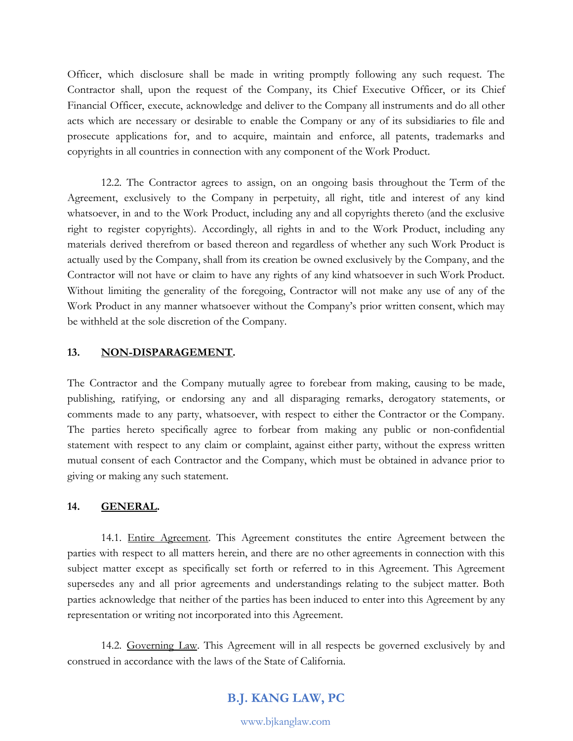Officer, which disclosure shall be made in writing promptly following any such request. The Contractor shall, upon the request of the Company, its Chief Executive Officer, or its Chief Financial Officer, execute, acknowledge and deliver to the Company all instruments and do all other acts which are necessary or desirable to enable the Company or any of its subsidiaries to file and prosecute applications for, and to acquire, maintain and enforce, all patents, trademarks and copyrights in all countries in connection with any component of the Work Product.

12.2. The Contractor agrees to assign, on an ongoing basis throughout the Term of the Agreement, exclusively to the Company in perpetuity, all right, title and interest of any kind whatsoever, in and to the Work Product, including any and all copyrights thereto (and the exclusive right to register copyrights). Accordingly, all rights in and to the Work Product, including any materials derived therefrom or based thereon and regardless of whether any such Work Product is actually used by the Company, shall from its creation be owned exclusively by the Company, and the Contractor will not have or claim to have any rights of any kind whatsoever in such Work Product. Without limiting the generality of the foregoing, Contractor will not make any use of any of the Work Product in any manner whatsoever without the Company's prior written consent, which may be withheld at the sole discretion of the Company.

**13. NON-DISPARAGEMENT.**

The Contractor and the Company mutually agree to forebear from making, causing to be made, publishing, ratifying, or endorsing any and all disparaging remarks, derogatory statements, or comments made to any party, whatsoever, with respect to either the Contractor or the Company. The parties hereto specifically agree to forbear from making any public or non-confidential statement with respect to any claim or complaint, against either party, without the express written mutual consent of each Contractor and the Company, which must be obtained in advance prior to giving or making any such statement.

**14. GENERAL.**

14.1. Entire Agreement. This Agreement constitutes the entire Agreement between the parties with respect to all matters herein, and there are no other agreements in connection with this subject matter except as specifically set forth or referred to in this Agreement. This Agreement supersedes any and all prior agreements and understandings relating to the subject matter. Both parties acknowledge that neither of the parties has been induced to enter into this Agreement by any representation or writing not incorporated into this Agreement.

14.2. Governing Law. This Agreement will in all respects be governed exclusively by and construed in accordance with the laws of the State of California.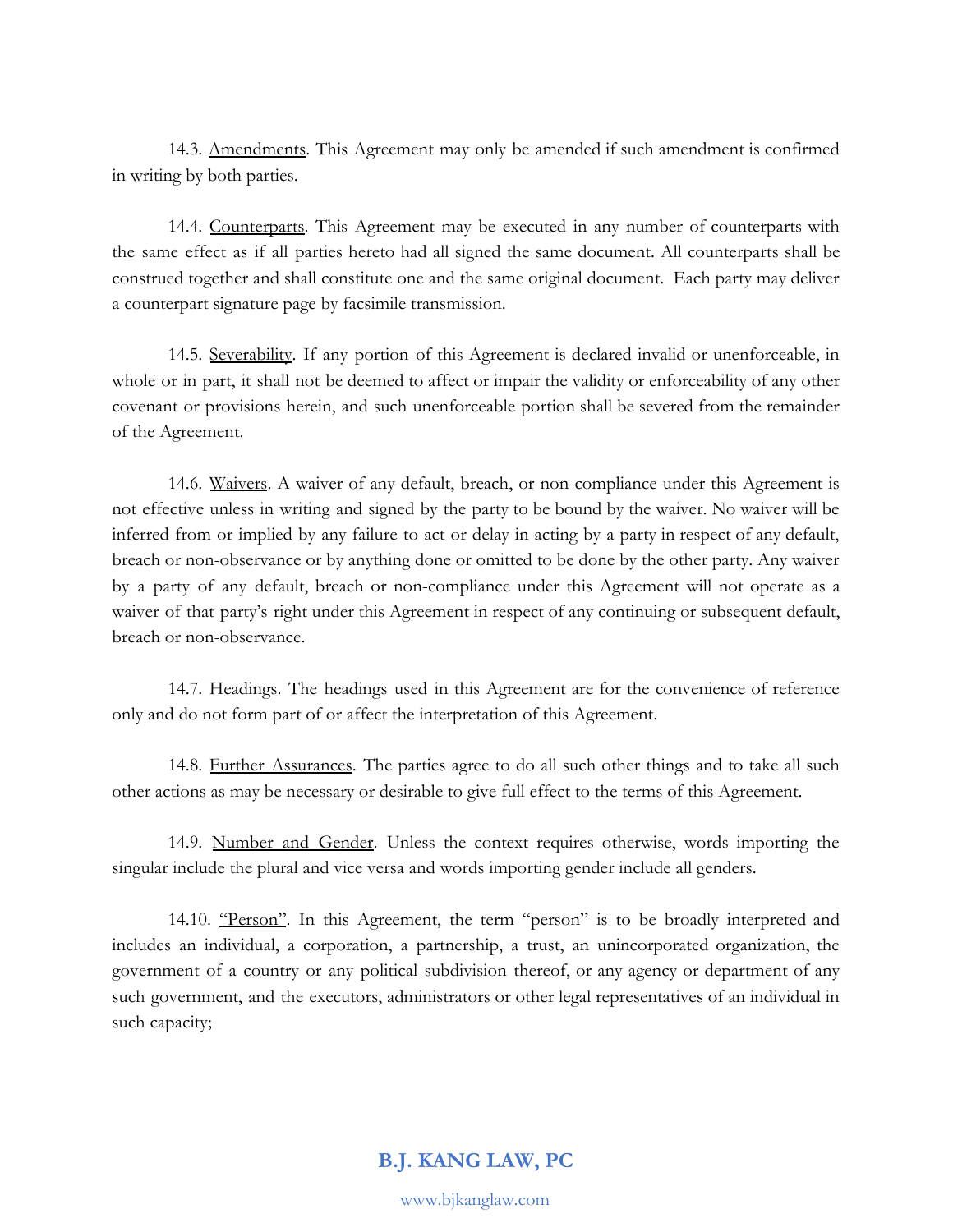14.3. Amendments. This Agreement may only be amended if such amendment is confirmed in writing by both parties.

14.4. Counterparts. This Agreement may be executed in any number of counterparts with the same effect as if all parties hereto had all signed the same document. All counterparts shall be construed together and shall constitute one and the same original document. Each party may deliver a counterpart signature page by facsimile transmission.

14.5. Severability. If any portion of this Agreement is declared invalid or unenforceable, in whole or in part, it shall not be deemed to affect or impair the validity or enforceability of any other covenant or provisions herein, and such unenforceable portion shall be severed from the remainder of the Agreement.

14.6. Waivers. A waiver of any default, breach, or non-compliance under this Agreement is not effective unless in writing and signed by the party to be bound by the waiver. No waiver will be inferred from or implied by any failure to act or delay in acting by a party in respect of any default, breach or non-observance or by anything done or omitted to be done by the other party. Any waiver by a party of any default, breach or non-compliance under this Agreement will not operate as a waiver of that party's right under this Agreement in respect of any continuing or subsequent default, breach or non-observance.

14.7. Headings. The headings used in this Agreement are for the convenience of reference only and do not form part of or affect the interpretation of this Agreement.

14.8. Further Assurances. The parties agree to do all such other things and to take all such other actions as may be necessary or desirable to give full effect to the terms of this Agreement.

14.9. Number and Gender. Unless the context requires otherwise, words importing the singular include the plural and vice versa and words importing gender include all genders.

14.10. "Person". In this Agreement, the term "person" is to be broadly interpreted and includes an individual, a corporation, a partnership, a trust, an unincorporated organization, the government of a country or any political subdivision thereof, or any agency or department of any such government, and the executors, administrators or other legal representatives of an individual in such capacity;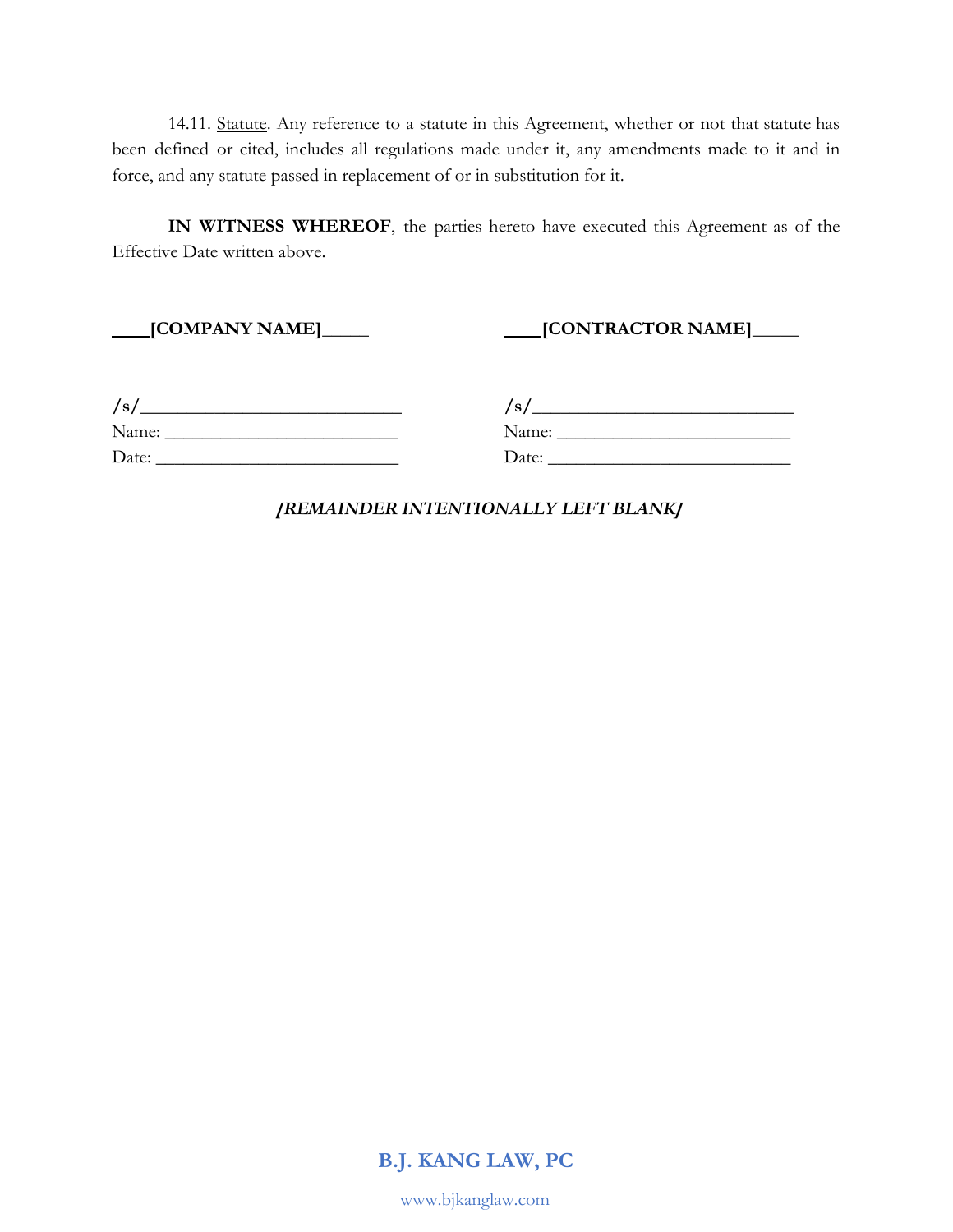14.11. Statute. Any reference to a statute in this Agreement, whether or not that statute has been defined or cited, includes all regulations made under it, any amendments made to it and in force, and any statute passed in replacement of or in substitution for it.

**IN WITNESS WHEREOF**, the parties hereto have executed this Agreement as of the Effective Date written above.

| **____[COMPANY NAME]_____** | **____[CONTRACTOR NAME]_____** |
|---|---|
| **/s/**____________________________ | **/s/**____________________________ |
| Name: _________________________ | Name: _________________________ |
| Date: __________________________ | Date: __________________________ |

***[REMAINDER INTENTIONALLY LEFT BLANK]***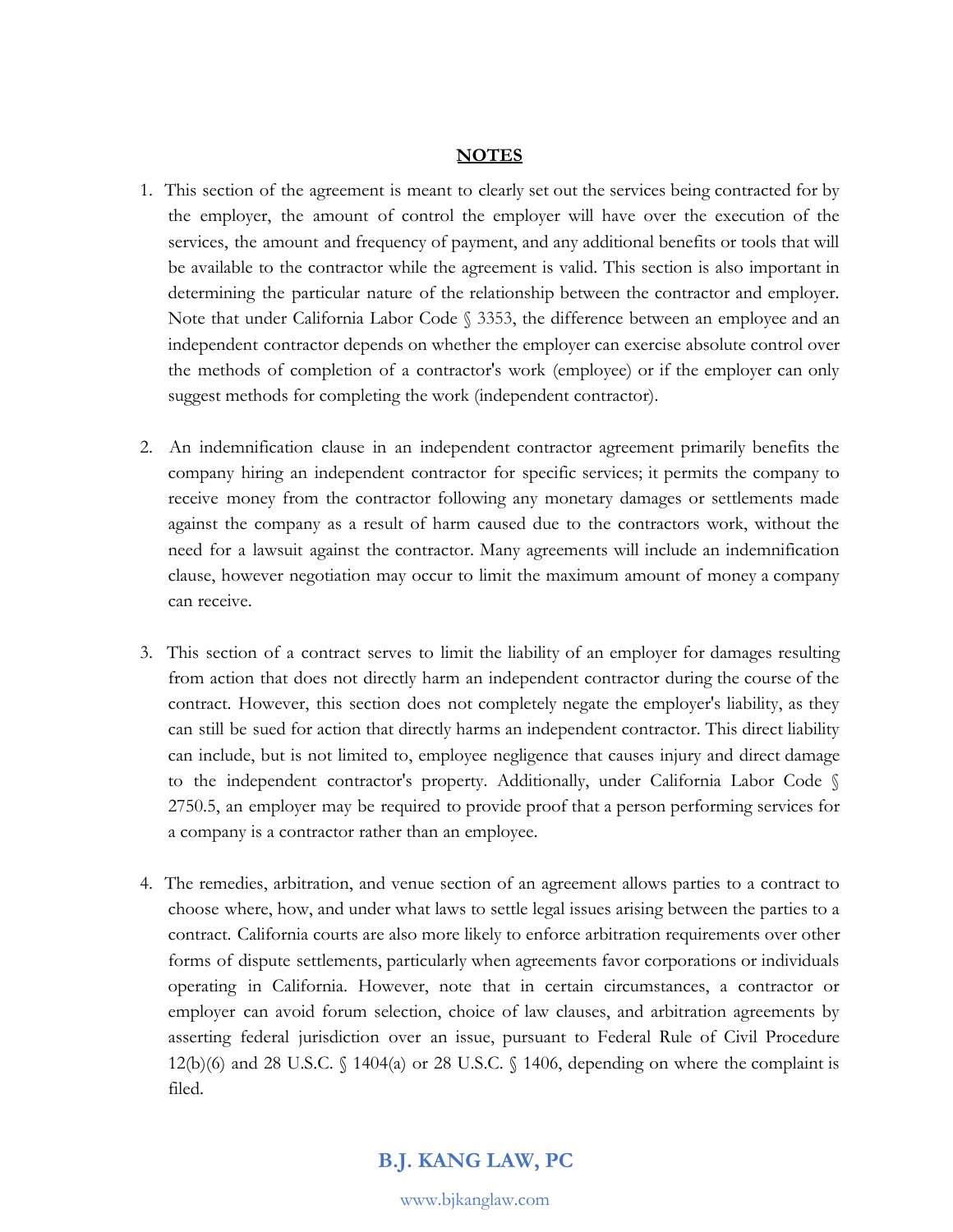**NOTES**

1. This section of the agreement is meant to clearly set out the services being contracted for by the employer, the amount of control the employer will have over the execution of the services, the amount and frequency of payment, and any additional benefits or tools that will be available to the contractor while the agreement is valid. This section is also important in determining the particular nature of the relationship between the contractor and employer. Note that under California Labor Code § 3353, the difference between an employee and an independent contractor depends on whether the employer can exercise absolute control over the methods of completion of a contractor's work (employee) or if the employer can only suggest methods for completing the work (independent contractor).

2. An indemnification clause in an independent contractor agreement primarily benefits the company hiring an independent contractor for specific services; it permits the company to receive money from the contractor following any monetary damages or settlements made against the company as a result of harm caused due to the contractors work, without the need for a lawsuit against the contractor. Many agreements will include an indemnification clause, however negotiation may occur to limit the maximum amount of money a company can receive.

3. This section of a contract serves to limit the liability of an employer for damages resulting from action that does not directly harm an independent contractor during the course of the contract. However, this section does not completely negate the employer's liability, as they can still be sued for action that directly harms an independent contractor. This direct liability can include, but is not limited to, employee negligence that causes injury and direct damage to the independent contractor's property. Additionally, under California Labor Code § 2750.5, an employer may be required to provide proof that a person performing services for a company is a contractor rather than an employee.

4. The remedies, arbitration, and venue section of an agreement allows parties to a contract to choose where, how, and under what laws to settle legal issues arising between the parties to a contract. California courts are also more likely to enforce arbitration requirements over other forms of dispute settlements, particularly when agreements favor corporations or individuals operating in California. However, note that in certain circumstances, a contractor or employer can avoid forum selection, choice of law clauses, and arbitration agreements by asserting federal jurisdiction over an issue, pursuant to Federal Rule of Civil Procedure 12(b)(6) and 28 U.S.C. § 1404(a) or 28 U.S.C. § 1406, depending on where the complaint is filed.

**B.J. KANG LAW, PC**

www.bjkanglaw.com